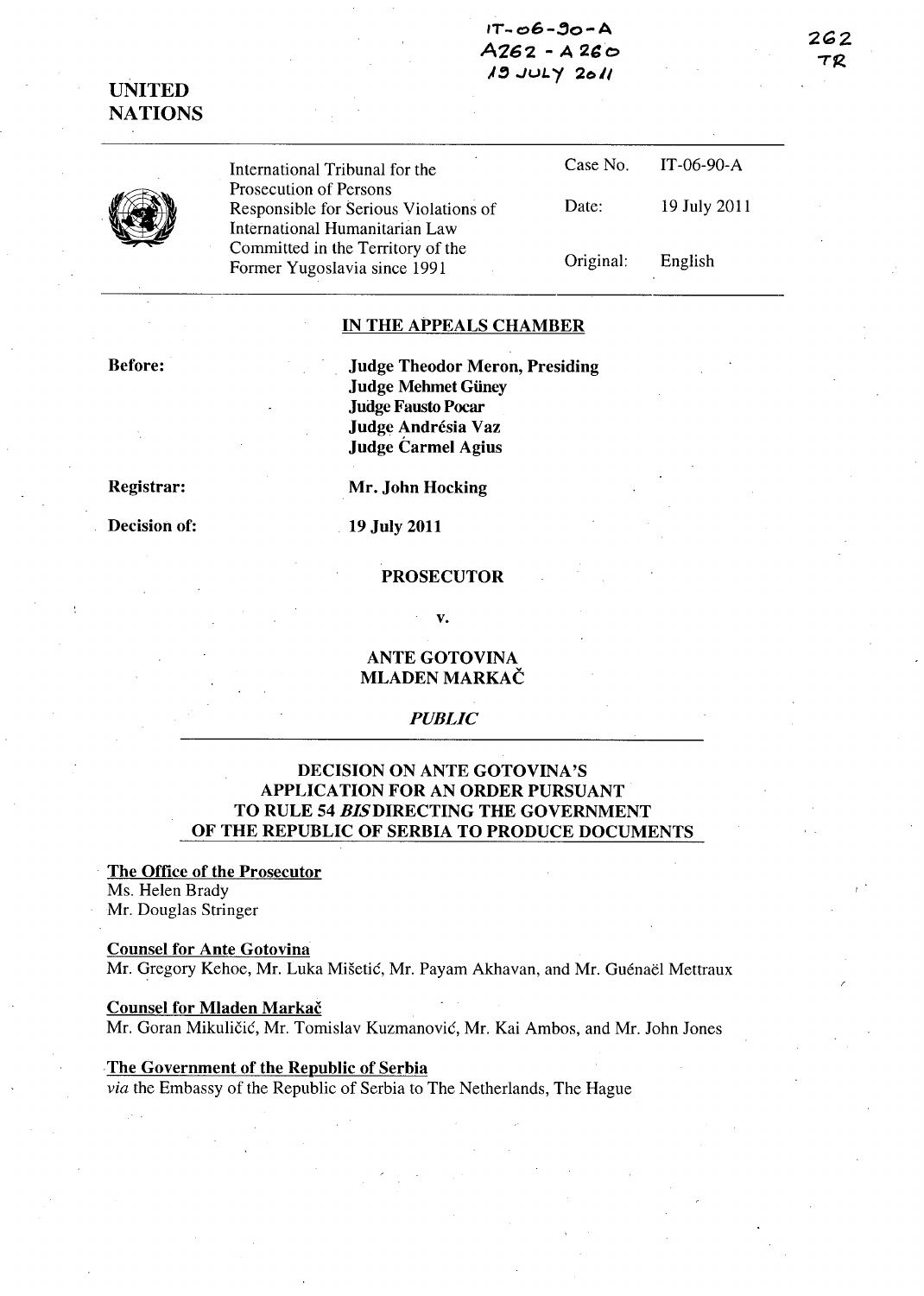IT-06-90-A
A262 - A260
19 JULY 2011

262
TR

**UNITED NATIONS**

| International Tribunal for the Prosecution of Persons Responsible for Serious Violations of International Humanitarian Law Committed in the Territory of the Former Yugoslavia since 1991 | Case No. | IT-06-90-A |
|---|---|---|
| | Date: | 19 July 2011 |
| | Original: | English |

## IN THE APPEALS CHAMBER

**Before:**
**Judge Theodor Meron, Presiding**
**Judge Mehmet Güney**
**Judge Fausto Pocar**
**Judge Andrésia Vaz**
**Judge Carmel Agius**

**Registrar:** **Mr. John Hocking**

**Decision of:** **19 July 2011**

**PROSECUTOR**

**v.**

**ANTE GOTOVINA**
**MLADEN MARKAČ**

***PUBLIC***

## DECISION ON ANTE GOTOVINA'S APPLICATION FOR AN ORDER PURSUANT TO RULE 54 *BIS* DIRECTING THE GOVERNMENT OF THE REPUBLIC OF SERBIA TO PRODUCE DOCUMENTS

**The Office of the Prosecutor**
Ms. Helen Brady
Mr. Douglas Stringer

**Counsel for Ante Gotovina**
Mr. Gregory Kehoe, Mr. Luka Mišetić, Mr. Payam Akhavan, and Mr. Guénaël Mettraux

**Counsel for Mladen Markač**
Mr. Goran Mikuličić, Mr. Tomislav Kuzmanović, Mr. Kai Ambos, and Mr. John Jones

**The Government of the Republic of Serbia**
*via* the Embassy of the Republic of Serbia to The Netherlands, The Hague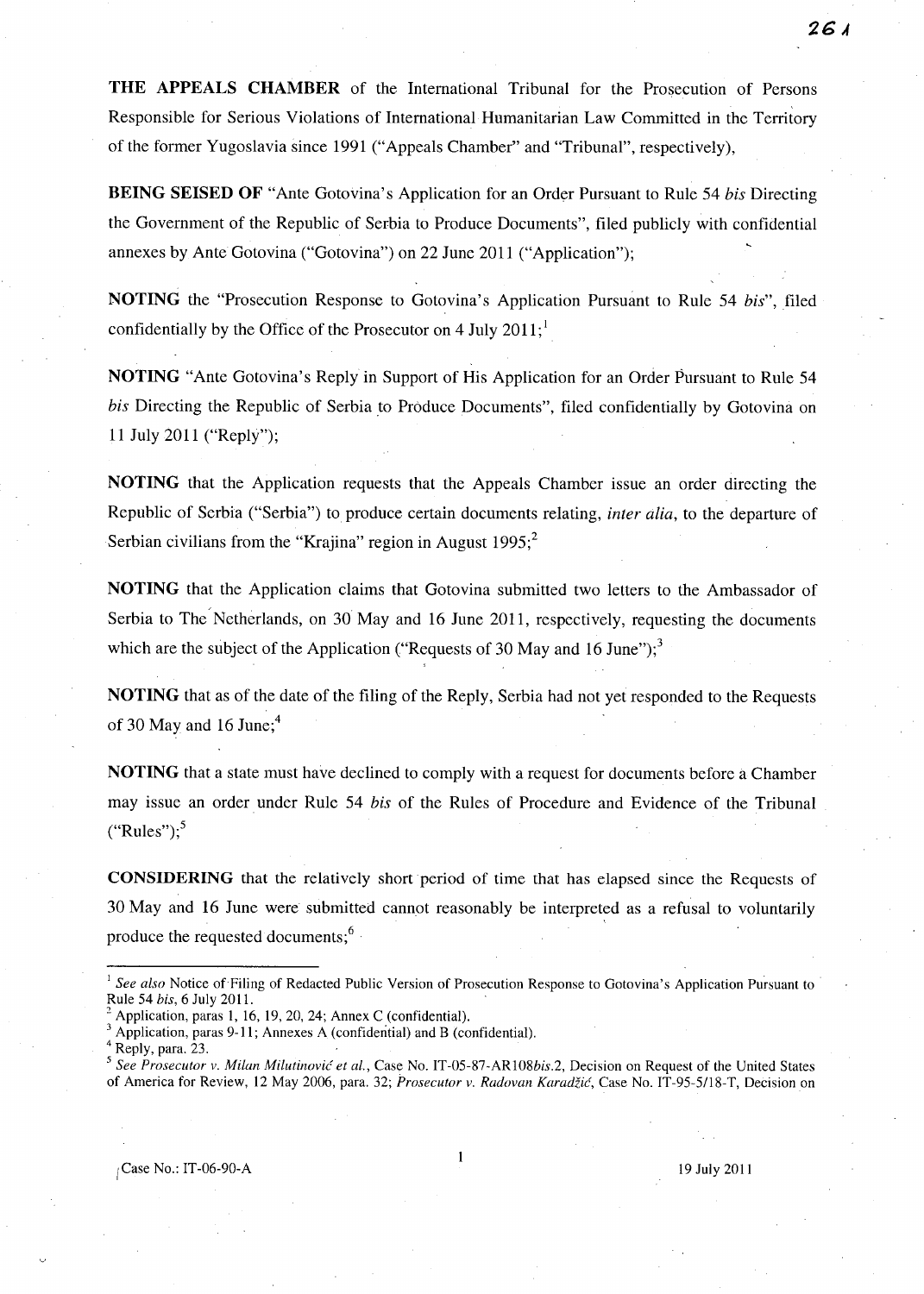**THE APPEALS CHAMBER** of the International Tribunal for the Prosecution of Persons Responsible for Serious Violations of International Humanitarian Law Committed in the Territory of the former Yugoslavia since 1991 ("Appeals Chamber" and "Tribunal", respectively),

**BEING SEISED OF** "Ante Gotovina's Application for an Order Pursuant to Rule 54 *bis* Directing the Government of the Republic of Serbia to Produce Documents", filed publicly with confidential annexes by Ante Gotovina ("Gotovina") on 22 June 2011 ("Application");

**NOTING** the "Prosecution Response to Gotovina's Application Pursuant to Rule 54 *bis*", filed confidentially by the Office of the Prosecutor on 4 July 2011;[1]

**NOTING** "Ante Gotovina's Reply in Support of His Application for an Order Pursuant to Rule 54 *bis* Directing the Republic of Serbia to Produce Documents", filed confidentially by Gotovina on 11 July 2011 ("Reply");

**NOTING** that the Application requests that the Appeals Chamber issue an order directing the Republic of Serbia ("Serbia") to produce certain documents relating, *inter alia*, to the departure of Serbian civilians from the "Krajina" region in August 1995;[2]

**NOTING** that the Application claims that Gotovina submitted two letters to the Ambassador of Serbia to The Netherlands, on 30 May and 16 June 2011, respectively, requesting the documents which are the subject of the Application ("Requests of 30 May and 16 June");[3]

**NOTING** that as of the date of the filing of the Reply, Serbia had not yet responded to the Requests of 30 May and 16 June;[4]

**NOTING** that a state must have declined to comply with a request for documents before a Chamber may issue an order under Rule 54 *bis* of the Rules of Procedure and Evidence of the Tribunal ("Rules");[5]

**CONSIDERING** that the relatively short period of time that has elapsed since the Requests of 30 May and 16 June were submitted cannot reasonably be interpreted as a refusal to voluntarily produce the requested documents;[6]

---

[1] *See also* Notice of Filing of Redacted Public Version of Prosecution Response to Gotovina's Application Pursuant to Rule 54 *bis*, 6 July 2011.

[2] Application, paras 1, 16, 19, 20, 24; Annex C (confidential).

[3] Application, paras 9-11; Annexes A (confidential) and B (confidential).

[4] Reply, para. 23.

[5] *See Prosecutor v. Milan Milutinović et al.*, Case No. IT-05-87-AR108*bis*.2, Decision on Request of the United States of America for Review, 12 May 2006, para. 32; *Prosecutor v. Radovan Karadžić*, Case No. IT-95-5/18-T, Decision on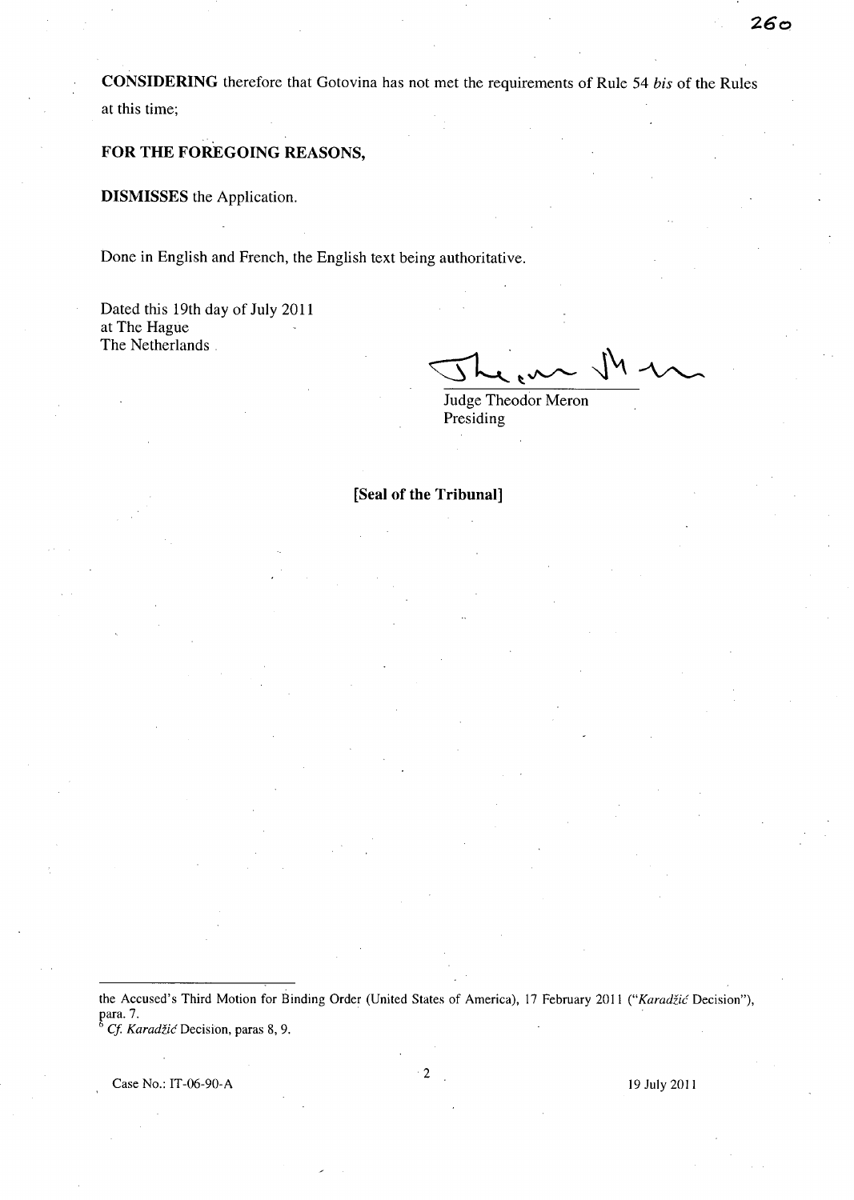**CONSIDERING** therefore that Gotovina has not met the requirements of Rule 54 *bis* of the Rules at this time;

**FOR THE FOREGOING REASONS,**

**DISMISSES** the Application.

Done in English and French, the English text being authoritative.

Dated this 19th day of July 2011
at The Hague
The Netherlands

Judge Theodor Meron
Presiding

**[Seal of the Tribunal]**

---

the Accused's Third Motion for Binding Order (United States of America), 17 February 2011 ("*Karadžić* Decision"), para. 7.

[6] *Cf. Karadžić* Decision, paras 8, 9.

Case No.: IT-06-90-A

19 July 2011